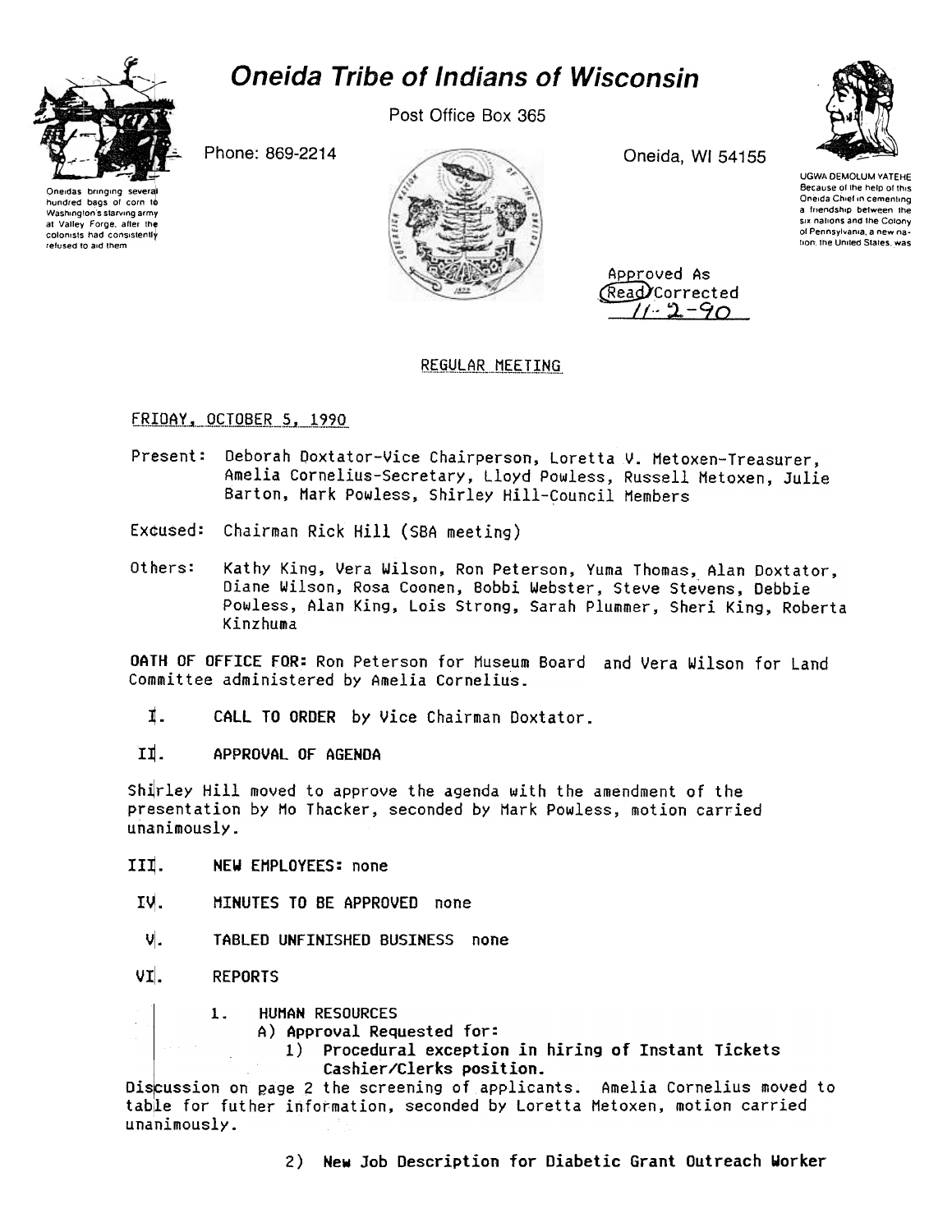# Oneida Tribe of Indians of Wisconsin

Post Office Box 365

Phone: 869-2214

Oneida, WI 54155

Oneidas bringing several hundred bags of corn to Washington's starving army at Valley Forge, after the colonists had consistently refused to aid them

UGWA DEMOLUM YATEHE
Because of the help of this Oneida Chief in cementing a friendship between the six nations and the Colony of Pennsylvania, a new nation, the United States, was

Approved As Read/Corrected
11-2-90

REGULAR MEETING

FRIDAY, OCTOBER 5, 1990

Present: Deborah Doxtator-Vice Chairperson, Loretta V. Metoxen-Treasurer, Amelia Cornelius-Secretary, Lloyd Powless, Russell Metoxen, Julie Barton, Mark Powless, Shirley Hill-Council Members

Excused: Chairman Rick Hill (SBA meeting)

Others: Kathy King, Vera Wilson, Ron Peterson, Yuma Thomas, Alan Doxtator, Diane Wilson, Rosa Coonen, Bobbi Webster, Steve Stevens, Debbie Powless, Alan King, Lois Strong, Sarah Plummer, Sheri King, Roberta Kinzhuma

**OATH OF OFFICE FOR:** Ron Peterson for Museum Board and Vera Wilson for Land Committee administered by Amelia Cornelius.

I. **CALL TO ORDER** by Vice Chairman Doxtator.

II. **APPROVAL OF AGENDA**

Shirley Hill moved to approve the agenda with the amendment of the presentation by Mo Thacker, seconded by Mark Powless, motion carried unanimously.

III. **NEW EMPLOYEES:** none

IV. **MINUTES TO BE APPROVED** none

V. **TABLED UNFINISHED BUSINESS** none

VI. **REPORTS**

1. **HUMAN RESOURCES**
   A) **Approval Requested for:**
      1) **Procedural exception in hiring of Instant Tickets Cashier/Clerks position.**

Discussion on page 2 the screening of applicants. Amelia Cornelius moved to table for futher information, seconded by Loretta Metoxen, motion carried unanimously.

2) **New Job Description for Diabetic Grant Outreach Worker**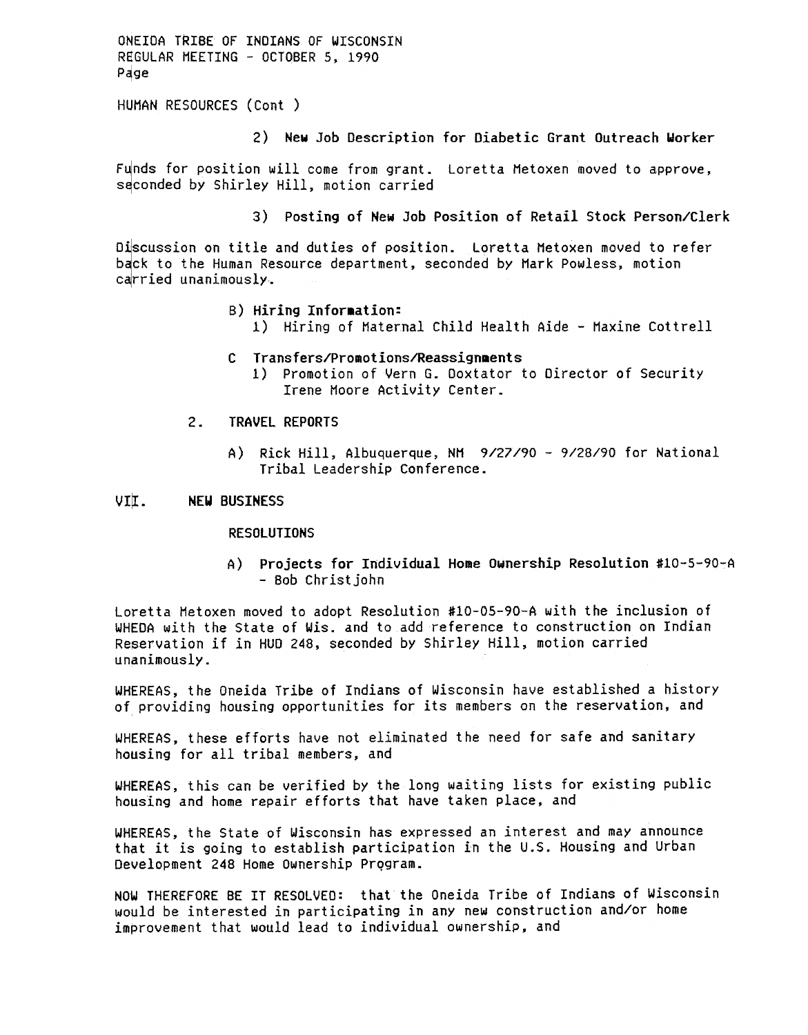HUMAN RESOURCES (Cont )

**2) New Job Description for Diabetic Grant Outreach Worker**

Funds for position will come from grant. Loretta Metoxen moved to approve, seconded by Shirley Hill, motion carried

**3) Posting of New Job Position of Retail Stock Person/Clerk**

Discussion on title and duties of position. Loretta Metoxen moved to refer back to the Human Resource department, seconded by Mark Powless, motion carried unanimously.

B) **Hiring Information:**

1) Hiring of Maternal Child Health Aide - Maxine Cottrell

C **Transfers/Promotions/Reassignments**

1) Promotion of Vern G. Doxtator to Director of Security Irene Moore Activity Center.

2. TRAVEL REPORTS

A) Rick Hill, Albuquerque, NM 9/27/90 - 9/28/90 for National Tribal Leadership Conference.

## VII. NEW BUSINESS

RESOLUTIONS

A) **Projects for Individual Home Ownership Resolution #10-5-90-A** - Bob Christjohn

Loretta Metoxen moved to adopt Resolution #10-05-90-A with the inclusion of WHEDA with the State of Wis. and to add reference to construction on Indian Reservation if in HUD 248, seconded by Shirley Hill, motion carried unanimously.

WHEREAS, the Oneida Tribe of Indians of Wisconsin have established a history of providing housing opportunities for its members on the reservation, and

WHEREAS, these efforts have not eliminated the need for safe and sanitary housing for all tribal members, and

WHEREAS, this can be verified by the long waiting lists for existing public housing and home repair efforts that have taken place, and

WHEREAS, the State of Wisconsin has expressed an interest and may announce that it is going to establish participation in the U.S. Housing and Urban Development 248 Home Ownership Program.

NOW THEREFORE BE IT RESOLVED: that the Oneida Tribe of Indians of Wisconsin would be interested in participating in any new construction and/or home improvement that would lead to individual ownership, and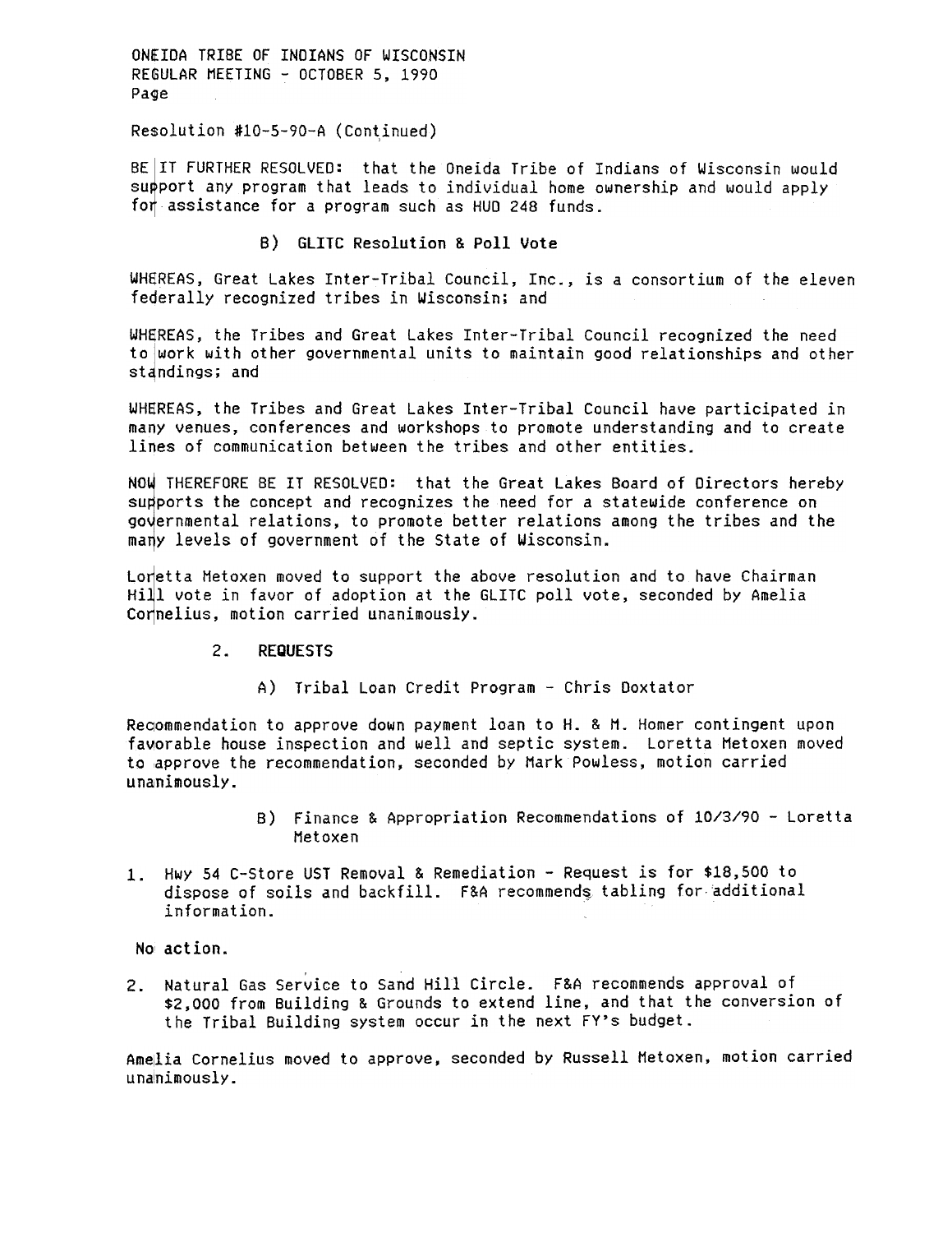Resolution #10-5-90-A (Continued)

BE IT FURTHER RESOLVED: that the Oneida Tribe of Indians of Wisconsin would support any program that leads to individual home ownership and would apply for assistance for a program such as HUD 248 funds.

B) GLITC Resolution & Poll Vote

WHEREAS, Great Lakes Inter-Tribal Council, Inc., is a consortium of the eleven federally recognized tribes in Wisconsin; and

WHEREAS, the Tribes and Great Lakes Inter-Tribal Council recognized the need to work with other governmental units to maintain good relationships and other standings; and

WHEREAS, the Tribes and Great Lakes Inter-Tribal Council have participated in many venues, conferences and workshops to promote understanding and to create lines of communication between the tribes and other entities.

NOW THEREFORE BE IT RESOLVED: that the Great Lakes Board of Directors hereby supports the concept and recognizes the need for a statewide conference on governmental relations, to promote better relations among the tribes and the many levels of government of the State of Wisconsin.

Loretta Metoxen moved to support the above resolution and to have Chairman Hill vote in favor of adoption at the GLITC poll vote, seconded by Amelia Cornelius, motion carried unanimously.

2. **REQUESTS**

A) Tribal Loan Credit Program - Chris Doxtator

Recommendation to approve down payment loan to H. & M. Homer contingent upon favorable house inspection and well and septic system. Loretta Metoxen moved to approve the recommendation, seconded by Mark Powless, motion carried unanimously.

B) Finance & Appropriation Recommendations of 10/3/90 - Loretta Metoxen

1. Hwy 54 C-Store UST Removal & Remediation - Request is for $18,500 to dispose of soils and backfill. F&A recommends tabling for additional information.

No action.

2. Natural Gas Service to Sand Hill Circle. F&A recommends approval of $2,000 from Building & Grounds to extend line, and that the conversion of the Tribal Building system occur in the next FY's budget.

Amelia Cornelius moved to approve, seconded by Russell Metoxen, motion carried unanimously.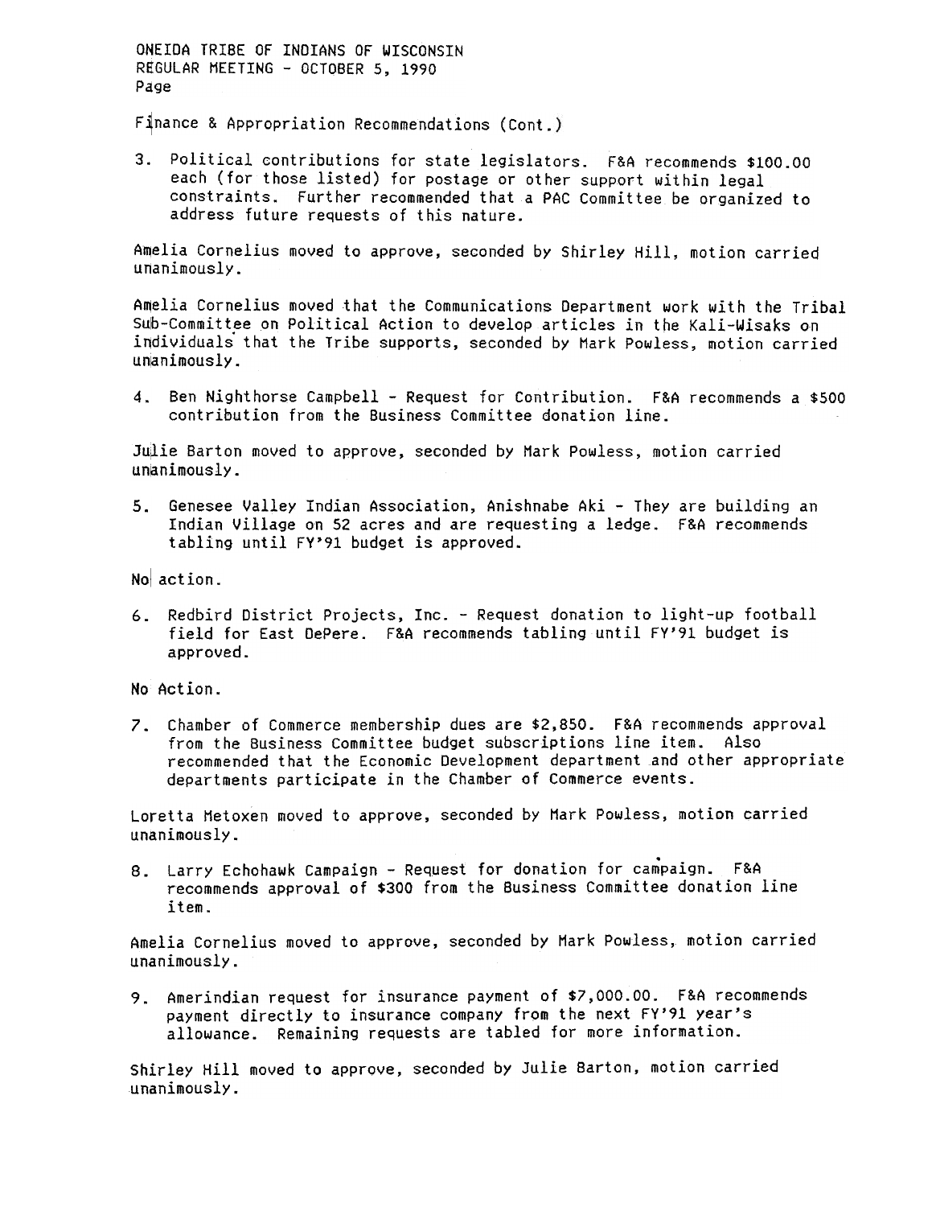Finance & Appropriation Recommendations (Cont.)

3. Political contributions for state legislators. F&A recommends $100.00 each (for those listed) for postage or other support within legal constraints. Further recommended that a PAC Committee be organized to address future requests of this nature.

Amelia Cornelius moved to approve, seconded by Shirley Hill, motion carried unanimously.

Amelia Cornelius moved that the Communications Department work with the Tribal Sub-Committee on Political Action to develop articles in the Kali-Wisaks on individuals that the Tribe supports, seconded by Mark Powless, motion carried unanimously.

4. Ben Nighthorse Campbell - Request for Contribution. F&A recommends a $500 contribution from the Business Committee donation line.

Julie Barton moved to approve, seconded by Mark Powless, motion carried unanimously.

5. Genesee Valley Indian Association, Anishnabe Aki - They are building an Indian Village on 52 acres and are requesting a ledge. F&A recommends tabling until FY'91 budget is approved.

No action.

6. Redbird District Projects, Inc. - Request donation to light-up football field for East DePere. F&A recommends tabling until FY'91 budget is approved.

No Action.

7. Chamber of Commerce membership dues are $2,850. F&A recommends approval from the Business Committee budget subscriptions line item. Also recommended that the Economic Development department and other appropriate departments participate in the Chamber of Commerce events.

Loretta Metoxen moved to approve, seconded by Mark Powless, motion carried unanimously.

8. Larry Echohawk Campaign - Request for donation for campaign. F&A recommends approval of $300 from the Business Committee donation line item.

Amelia Cornelius moved to approve, seconded by Mark Powless, motion carried unanimously.

9. Amerindian request for insurance payment of $7,000.00. F&A recommends payment directly to insurance company from the next FY'91 year's allowance. Remaining requests are tabled for more information.

Shirley Hill moved to approve, seconded by Julie Barton, motion carried unanimously.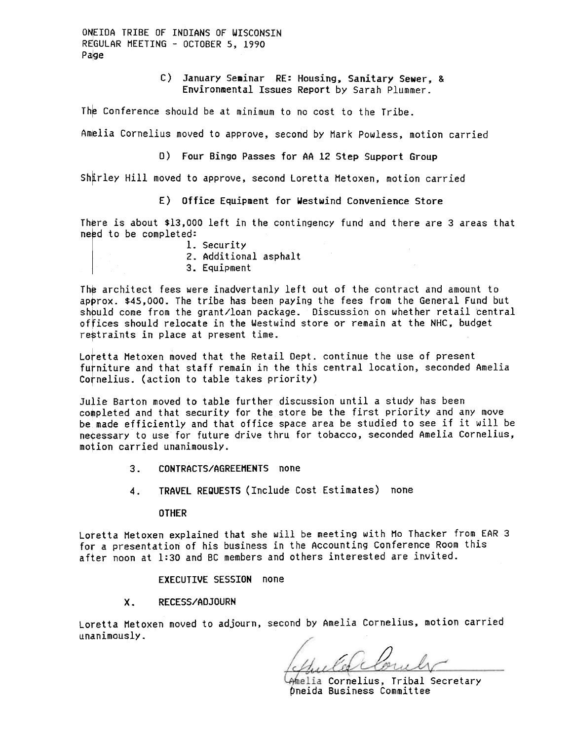C) **January Seminar RE: Housing, Sanitary Sewer, & Environmental Issues Report** by Sarah Plummer.

The Conference should be at minimum to no cost to the Tribe.

Amelia Cornelius moved to approve, second by Mark Powless, motion carried

D) **Four Bingo Passes for AA 12 Step Support Group**

Shirley Hill moved to approve, second Loretta Metoxen, motion carried

E) **Office Equipment for Westwind Convenience Store**

There is about $13,000 left in the contingency fund and there are 3 areas that need to be completed:

1. Security
2. Additional asphalt
3. Equipment

The architect fees were inadvertanly left out of the contract and amount to approx. $45,000. The tribe has been paying the fees from the General Fund but should come from the grant/loan package. Discussion on whether retail central offices should relocate in the Westwind store or remain at the NHC, budget restraints in place at present time.

Loretta Metoxen moved that the Retail Dept. continue the use of present furniture and that staff remain in the this central location, seconded Amelia Cornelius. (action to table takes priority)

Julie Barton moved to table further discussion until a study has been completed and that security for the store be the first priority and any move be made efficiently and that office space area be studied to see if it will be necessary to use for future drive thru for tobacco, seconded Amelia Cornelius, motion carried unanimously.

3. **CONTRACTS/AGREEMENTS** none

4. **TRAVEL REQUESTS** (Include Cost Estimates) none

**OTHER**

Loretta Metoxen explained that she will be meeting with Mo Thacker from EAR 3 for a presentation of his business in the Accounting Conference Room this after noon at 1:30 and BC members and others interested are invited.

**EXECUTIVE SESSION** none

X. **RECESS/ADJOURN**

Loretta Metoxen moved to adjourn, second by Amelia Cornelius, motion carried unanimously.

Amelia Cornelius, Tribal Secretary
Oneida Business Committee